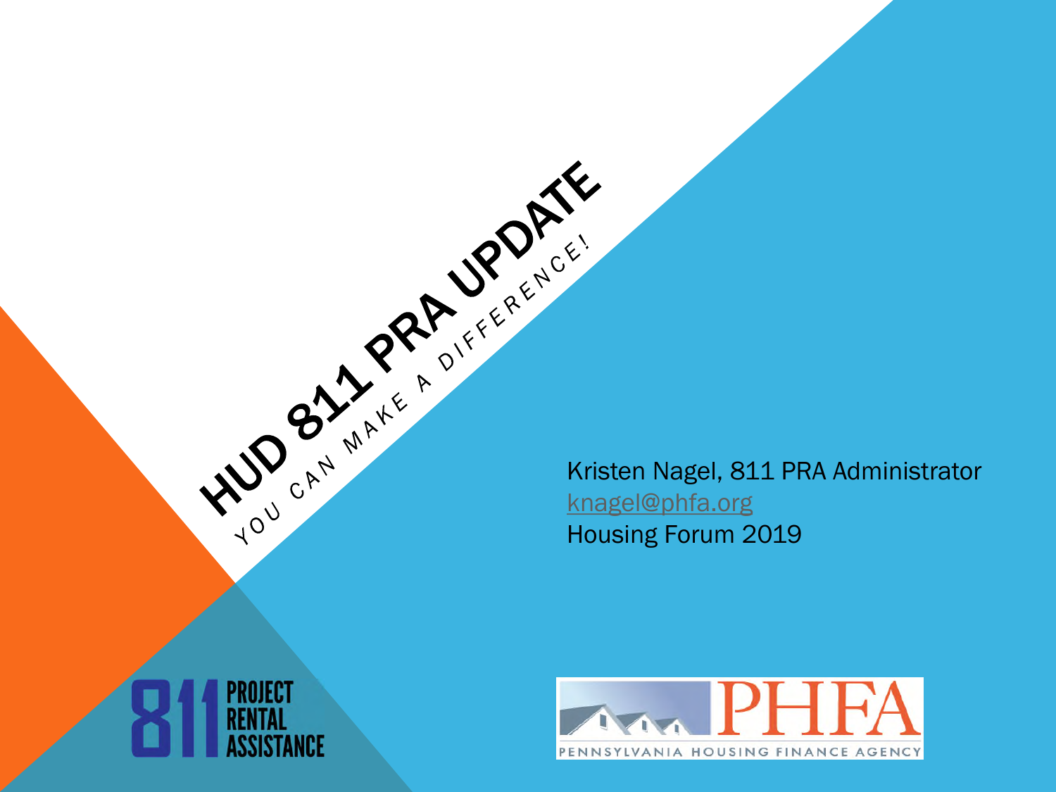# HUD 811 PRA UPDATE

YOU CAN MAKE A DIFFERENCE!

Kristen Nagel, 811 PRA Administrator
knagel@phfa.org
Housing Forum 2019

811 PROJECT RENTAL ASSISTANCE

PHFA
PENNSYLVANIA HOUSING FINANCE AGENCY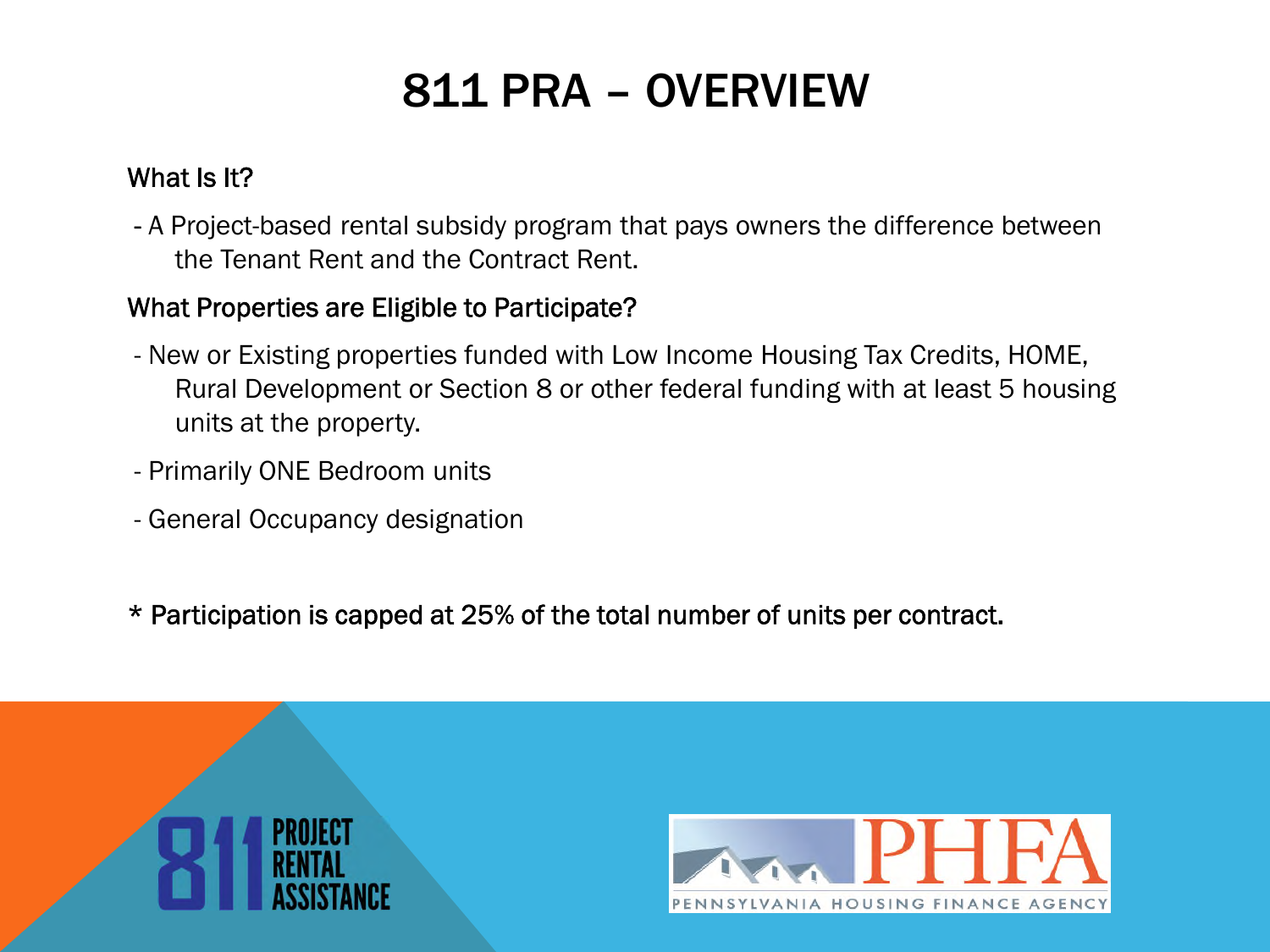# 811 PRA – OVERVIEW

**What Is It?**

- A Project-based rental subsidy program that pays owners the difference between the Tenant Rent and the Contract Rent.

**What Properties are Eligible to Participate?**

- New or Existing properties funded with Low Income Housing Tax Credits, HOME, Rural Development or Section 8 or other federal funding with at least 5 housing units at the property.
- Primarily ONE Bedroom units
- General Occupancy designation

**\* Participation is capped at 25% of the total number of units per contract.**

811 PROJECT RENTAL ASSISTANCE

PHFA PENNSYLVANIA HOUSING FINANCE AGENCY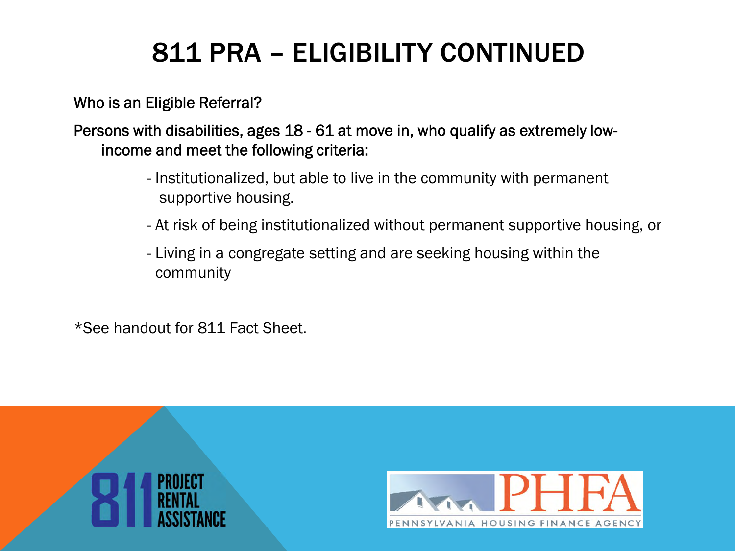# 811 PRA – ELIGIBILITY CONTINUED

Who is an Eligible Referral?

Persons with disabilities, ages 18 - 61 at move in, who qualify as extremely low-income and meet the following criteria:

- Institutionalized, but able to live in the community with permanent supportive housing.
- At risk of being institutionalized without permanent supportive housing, or
- Living in a congregate setting and are seeking housing within the community

*See handout for 811 Fact Sheet.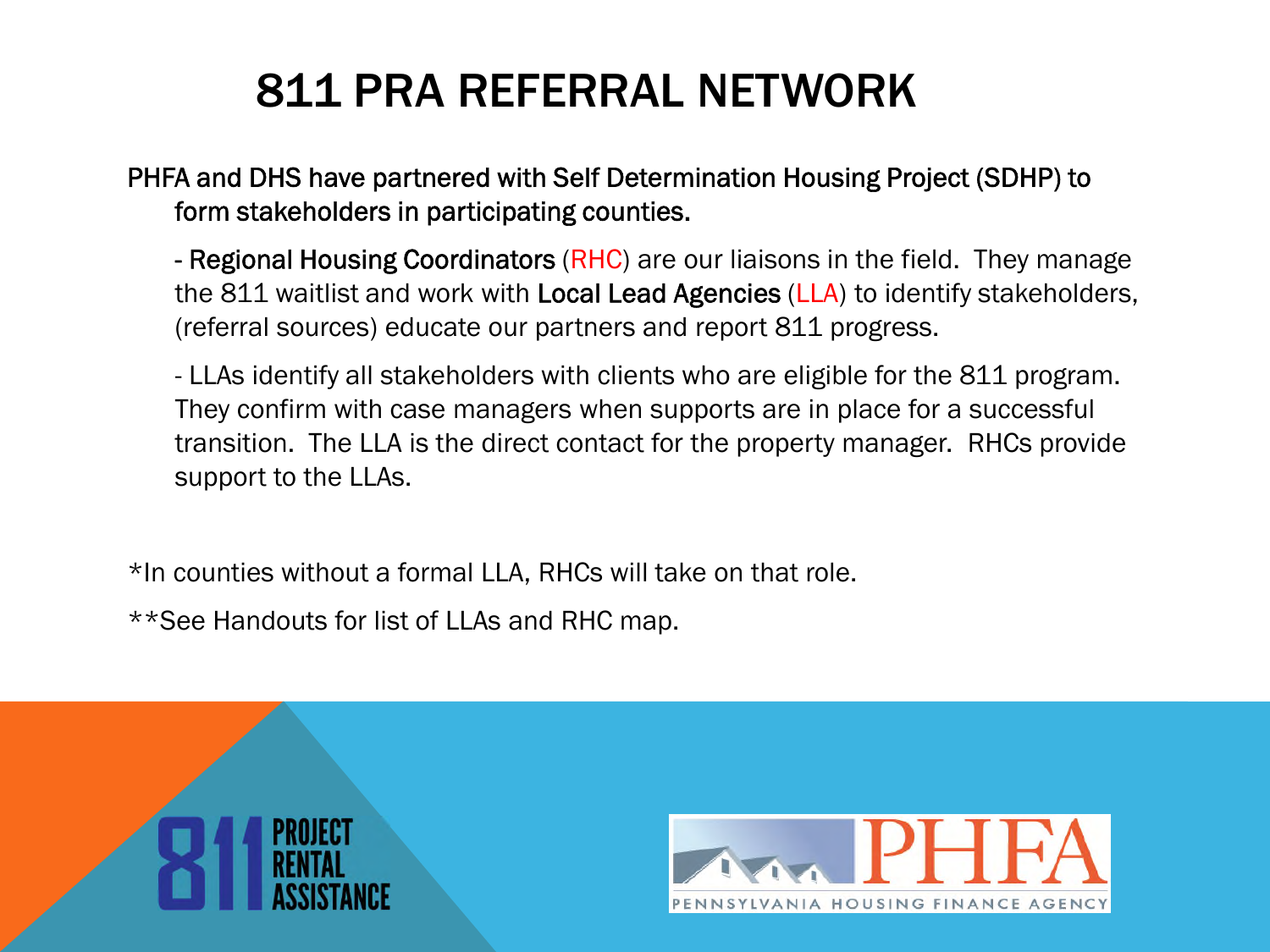# 811 PRA REFERRAL NETWORK

PHFA and DHS have partnered with Self Determination Housing Project (SDHP) to form stakeholders in participating counties.

- Regional Housing Coordinators (RHC) are our liaisons in the field. They manage the 811 waitlist and work with Local Lead Agencies (LLA) to identify stakeholders, (referral sources) educate our partners and report 811 progress.

- LLAs identify all stakeholders with clients who are eligible for the 811 program. They confirm with case managers when supports are in place for a successful transition. The LLA is the direct contact for the property manager. RHCs provide support to the LLAs.

*In counties without a formal LLA, RHCs will take on that role.

**See Handouts for list of LLAs and RHC map.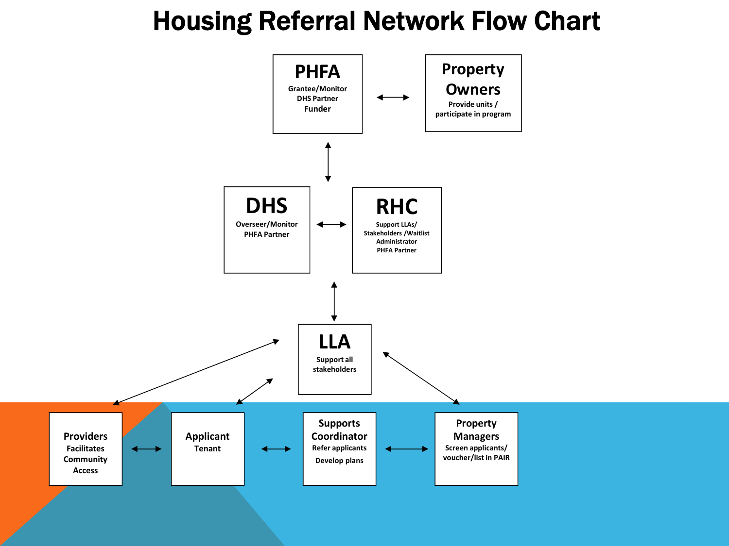# Housing Referral Network Flow Chart

**PHFA**
Grantee/Monitor
DHS Partner
Funder

↔

**Property Owners**
Provide units / participate in program

↕

**DHS**
Overseer/Monitor
PHFA Partner

↔

**RHC**
Support LLAs/ Stakeholders /Waitlist Administrator
PHFA Partner

↕

**LLA**
Support all stakeholders

**Providers**
Facilitates Community Access

↔

**Applicant**
Tenant

↔

**Supports Coordinator**
Refer applicants
Develop plans

↔

**Property Managers**
Screen applicants/ voucher/list in PAIR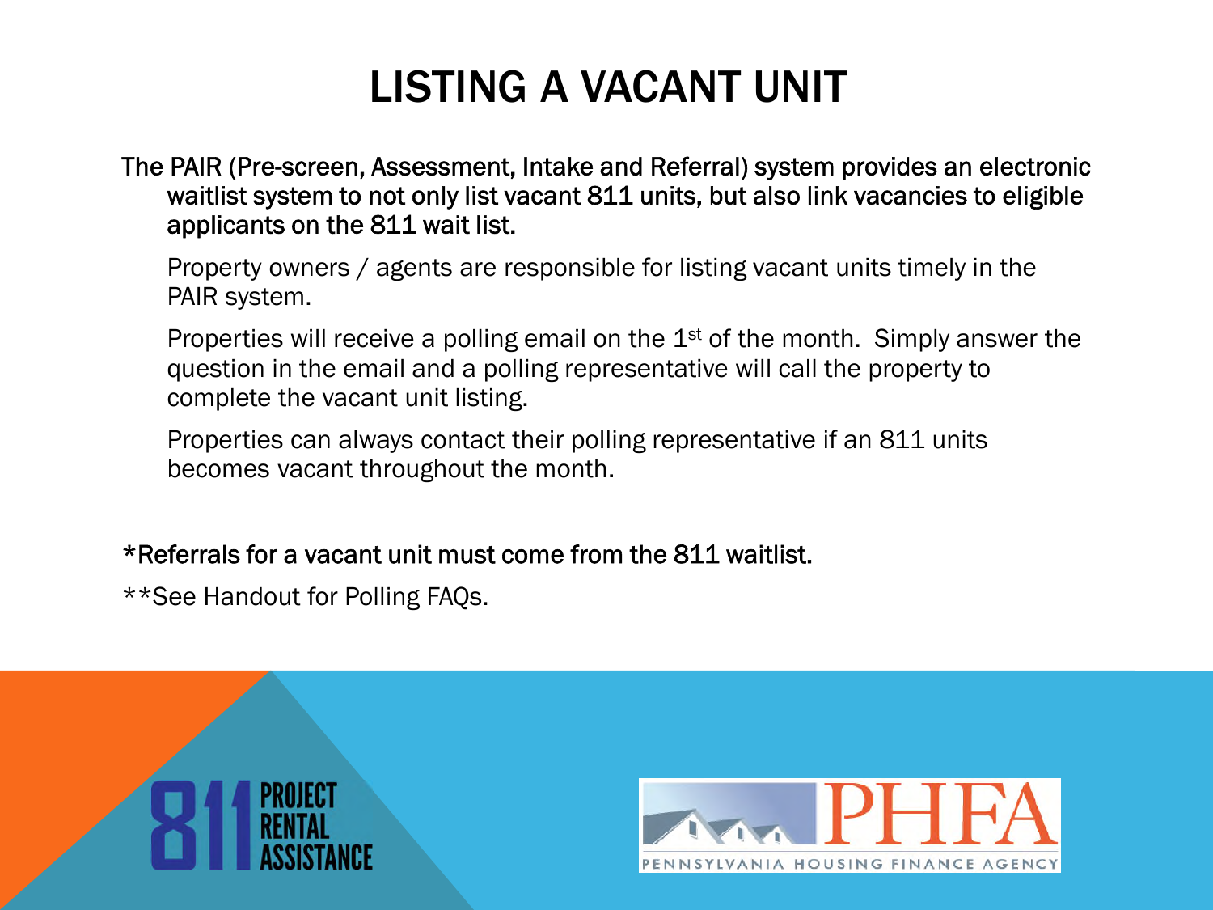# LISTING A VACANT UNIT

The PAIR (Pre-screen, Assessment, Intake and Referral) system provides an electronic waitlist system to not only list vacant 811 units, but also link vacancies to eligible applicants on the 811 wait list.

Property owners / agents are responsible for listing vacant units timely in the PAIR system.

Properties will receive a polling email on the 1st of the month. Simply answer the question in the email and a polling representative will call the property to complete the vacant unit listing.

Properties can always contact their polling representative if an 811 units becomes vacant throughout the month.

*Referrals for a vacant unit must come from the 811 waitlist.

**See Handout for Polling FAQs.

811 PROJECT RENTAL ASSISTANCE

PHFA PENNSYLVANIA HOUSING FINANCE AGENCY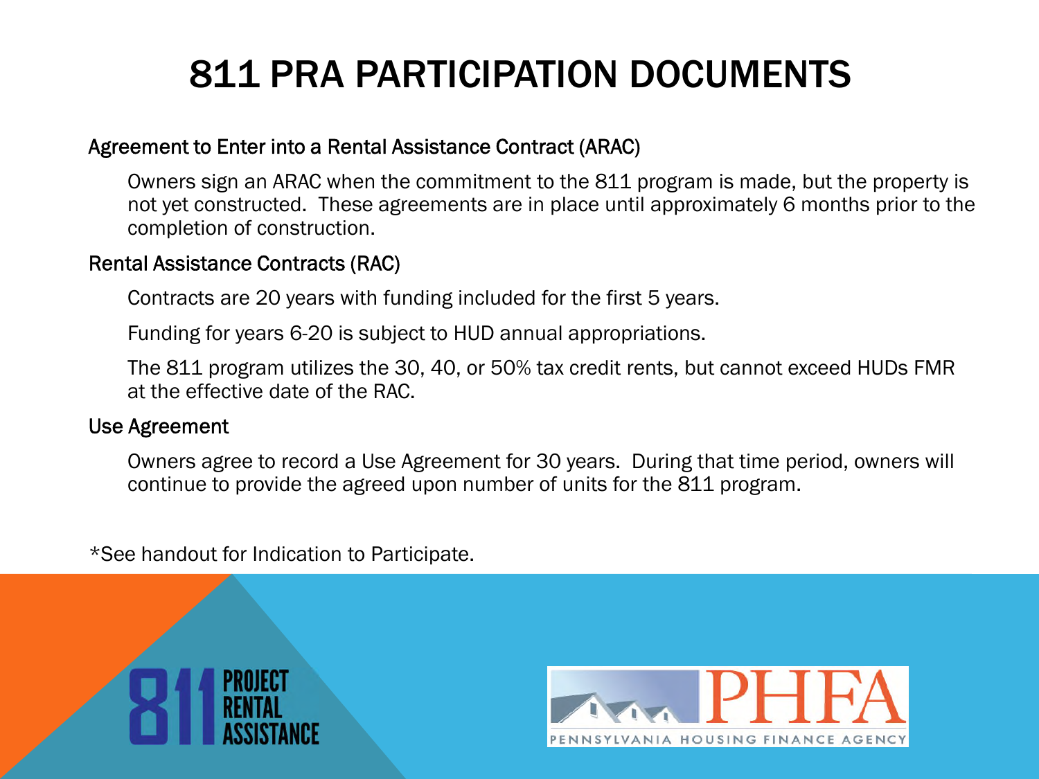# 811 PRA PARTICIPATION DOCUMENTS

### Agreement to Enter into a Rental Assistance Contract (ARAC)

Owners sign an ARAC when the commitment to the 811 program is made, but the property is not yet constructed. These agreements are in place until approximately 6 months prior to the completion of construction.

### Rental Assistance Contracts (RAC)

Contracts are 20 years with funding included for the first 5 years.

Funding for years 6-20 is subject to HUD annual appropriations.

The 811 program utilizes the 30, 40, or 50% tax credit rents, but cannot exceed HUDs FMR at the effective date of the RAC.

### Use Agreement

Owners agree to record a Use Agreement for 30 years. During that time period, owners will continue to provide the agreed upon number of units for the 811 program.

*See handout for Indication to Participate.

811 PROJECT RENTAL ASSISTANCE

PHFA PENNSYLVANIA HOUSING FINANCE AGENCY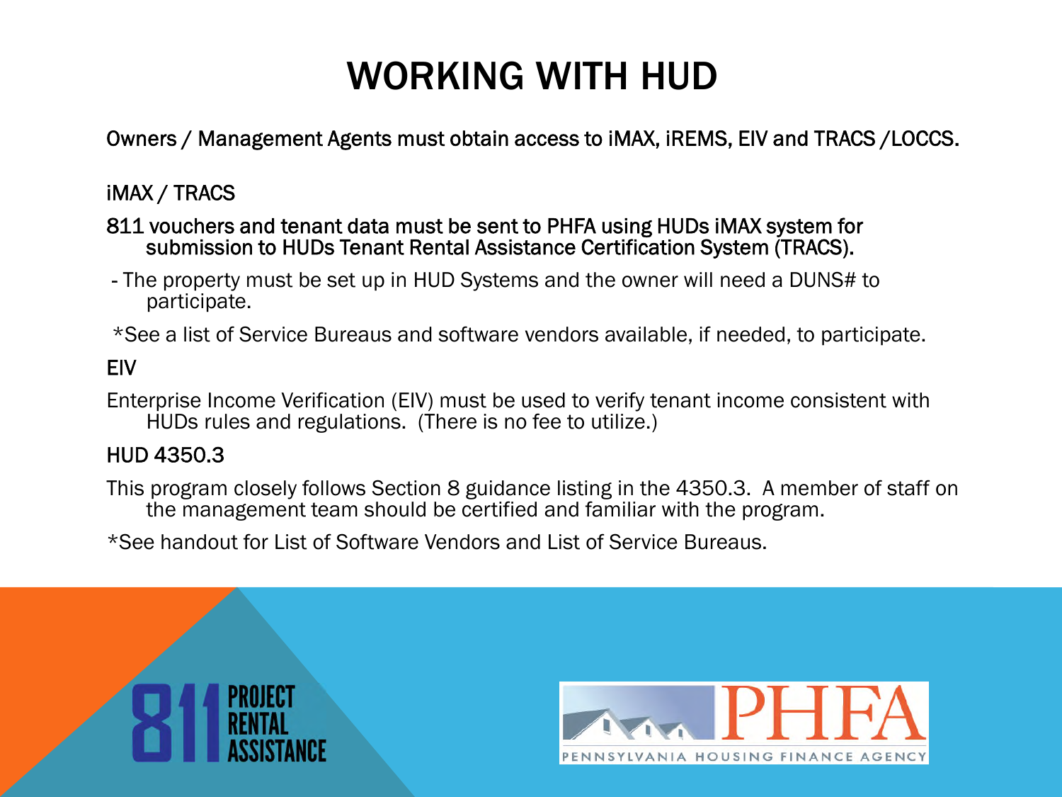# WORKING WITH HUD

Owners / Management Agents must obtain access to iMAX, iREMS, EIV and TRACS /LOCCS.

iMAX / TRACS

811 vouchers and tenant data must be sent to PHFA using HUDs iMAX system for submission to HUDs Tenant Rental Assistance Certification System (TRACS).

- The property must be set up in HUD Systems and the owner will need a DUNS# to participate.

*See a list of Service Bureaus and software vendors available, if needed, to participate.

EIV

Enterprise Income Verification (EIV) must be used to verify tenant income consistent with HUDs rules and regulations. (There is no fee to utilize.)

HUD 4350.3

This program closely follows Section 8 guidance listing in the 4350.3. A member of staff on the management team should be certified and familiar with the program.

*See handout for List of Software Vendors and List of Service Bureaus.

811 PROJECT RENTAL ASSISTANCE

PHFA PENNSYLVANIA HOUSING FINANCE AGENCY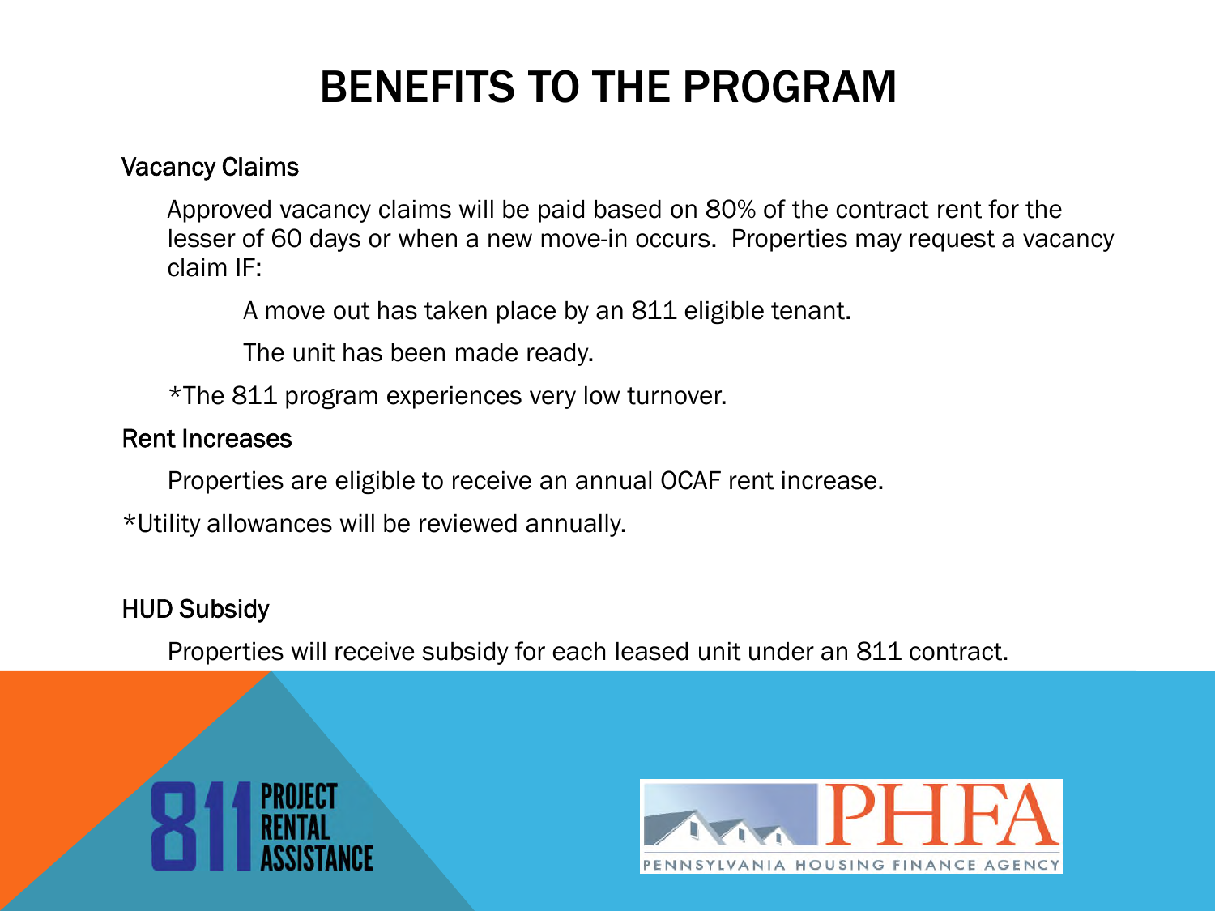# BENEFITS TO THE PROGRAM

### Vacancy Claims

Approved vacancy claims will be paid based on 80% of the contract rent for the lesser of 60 days or when a new move-in occurs. Properties may request a vacancy claim IF:

A move out has taken place by an 811 eligible tenant.

The unit has been made ready.

*The 811 program experiences very low turnover.

### Rent Increases

Properties are eligible to receive an annual OCAF rent increase.

*Utility allowances will be reviewed annually.

### HUD Subsidy

Properties will receive subsidy for each leased unit under an 811 contract.

811 PROJECT RENTAL ASSISTANCE

PHFA PENNSYLVANIA HOUSING FINANCE AGENCY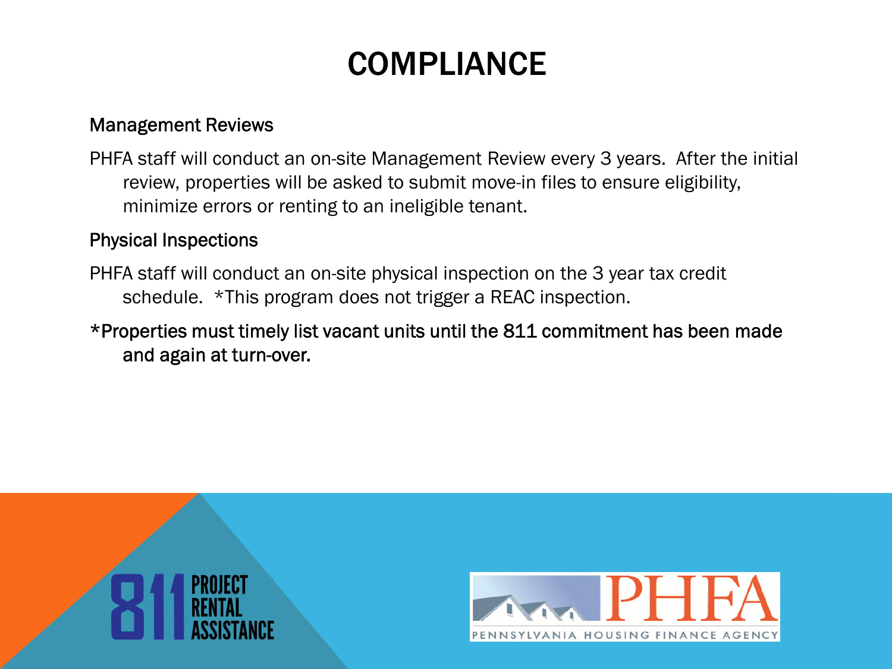# COMPLIANCE

### Management Reviews

PHFA staff will conduct an on-site Management Review every 3 years. After the initial review, properties will be asked to submit move-in files to ensure eligibility, minimize errors or renting to an ineligible tenant.

### Physical Inspections

PHFA staff will conduct an on-site physical inspection on the 3 year tax credit schedule. *This program does not trigger a REAC inspection.

*Properties must timely list vacant units until the 811 commitment has been made and again at turn-over.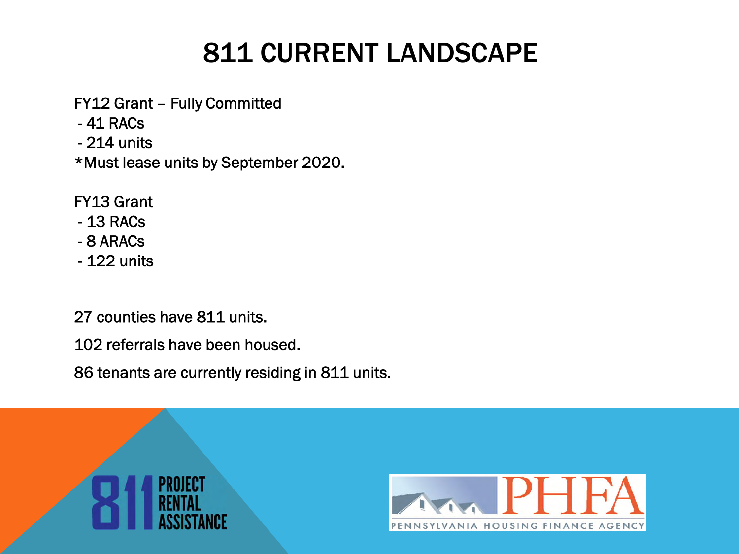# 811 CURRENT LANDSCAPE

FY12 Grant – Fully Committed

- 41 RACs
- 214 units

*Must lease units by September 2020.

FY13 Grant

- 13 RACs
- 8 ARACs
- 122 units

27 counties have 811 units.

102 referrals have been housed.

86 tenants are currently residing in 811 units.

811 PROJECT RENTAL ASSISTANCE

PHFA PENNSYLVANIA HOUSING FINANCE AGENCY